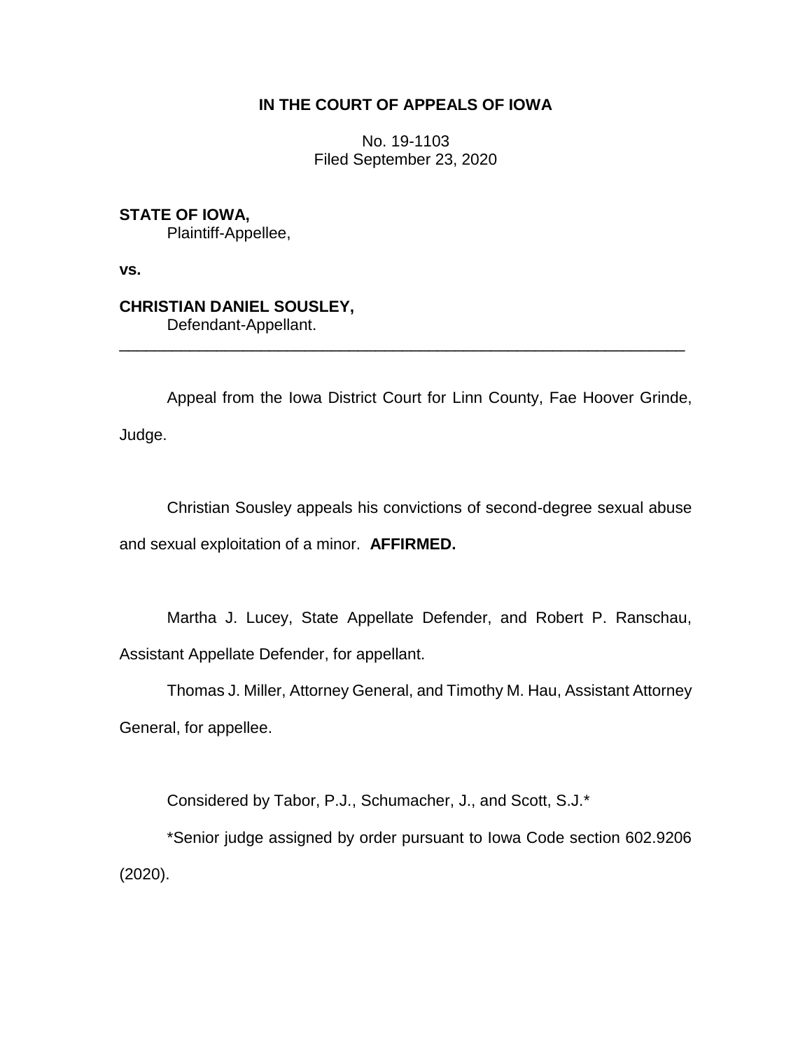**IN THE COURT OF APPEALS OF IOWA**

No. 19-1103
Filed September 23, 2020

**STATE OF IOWA,**
Plaintiff-Appellee,

**vs.**

**CHRISTIAN DANIEL SOUSLEY,**
Defendant-Appellant.

---

Appeal from the Iowa District Court for Linn County, Fae Hoover Grinde, Judge.

Christian Sousley appeals his convictions of second-degree sexual abuse and sexual exploitation of a minor. **AFFIRMED.**

Martha J. Lucey, State Appellate Defender, and Robert P. Ranschau, Assistant Appellate Defender, for appellant.

Thomas J. Miller, Attorney General, and Timothy M. Hau, Assistant Attorney General, for appellee.

Considered by Tabor, P.J., Schumacher, J., and Scott, S.J.*

*Senior judge assigned by order pursuant to Iowa Code section 602.9206 (2020).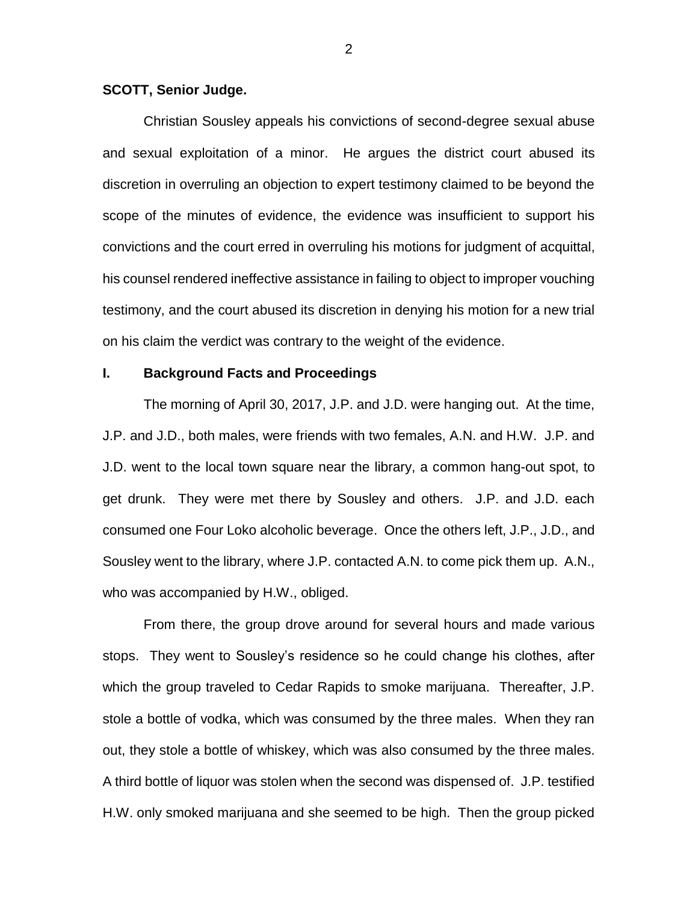**SCOTT, Senior Judge.**

Christian Sousley appeals his convictions of second-degree sexual abuse and sexual exploitation of a minor. He argues the district court abused its discretion in overruling an objection to expert testimony claimed to be beyond the scope of the minutes of evidence, the evidence was insufficient to support his convictions and the court erred in overruling his motions for judgment of acquittal, his counsel rendered ineffective assistance in failing to object to improper vouching testimony, and the court abused its discretion in denying his motion for a new trial on his claim the verdict was contrary to the weight of the evidence.

## I. Background Facts and Proceedings

The morning of April 30, 2017, J.P. and J.D. were hanging out. At the time, J.P. and J.D., both males, were friends with two females, A.N. and H.W. J.P. and J.D. went to the local town square near the library, a common hang-out spot, to get drunk. They were met there by Sousley and others. J.P. and J.D. each consumed one Four Loko alcoholic beverage. Once the others left, J.P., J.D., and Sousley went to the library, where J.P. contacted A.N. to come pick them up. A.N., who was accompanied by H.W., obliged.

From there, the group drove around for several hours and made various stops. They went to Sousley's residence so he could change his clothes, after which the group traveled to Cedar Rapids to smoke marijuana. Thereafter, J.P. stole a bottle of vodka, which was consumed by the three males. When they ran out, they stole a bottle of whiskey, which was also consumed by the three males. A third bottle of liquor was stolen when the second was dispensed of. J.P. testified H.W. only smoked marijuana and she seemed to be high. Then the group picked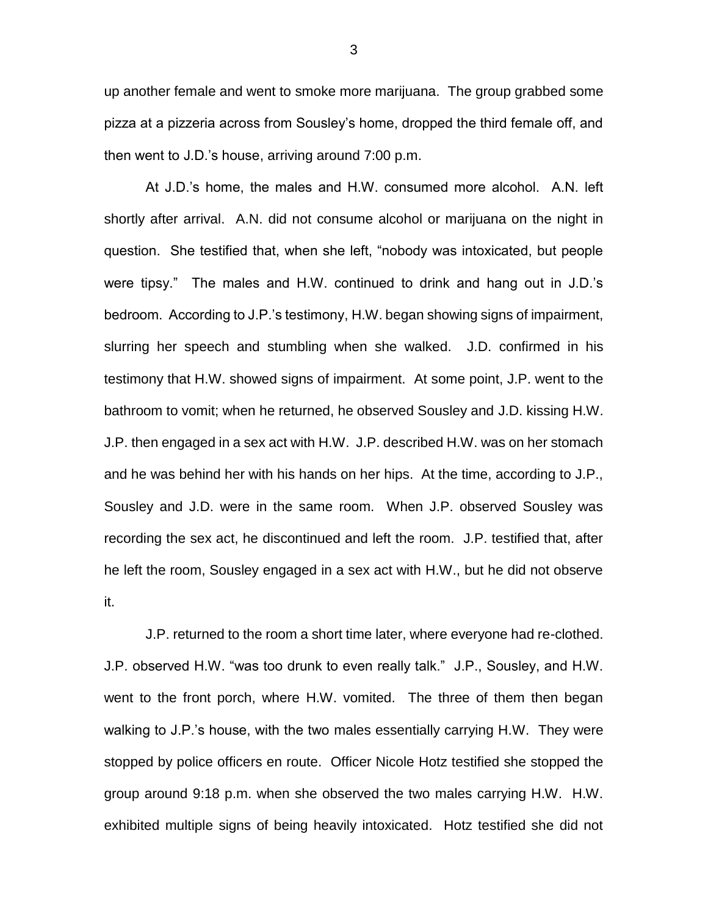up another female and went to smoke more marijuana. The group grabbed some pizza at a pizzeria across from Sousley's home, dropped the third female off, and then went to J.D.'s house, arriving around 7:00 p.m.

At J.D.'s home, the males and H.W. consumed more alcohol. A.N. left shortly after arrival. A.N. did not consume alcohol or marijuana on the night in question. She testified that, when she left, "nobody was intoxicated, but people were tipsy." The males and H.W. continued to drink and hang out in J.D.'s bedroom. According to J.P.'s testimony, H.W. began showing signs of impairment, slurring her speech and stumbling when she walked. J.D. confirmed in his testimony that H.W. showed signs of impairment. At some point, J.P. went to the bathroom to vomit; when he returned, he observed Sousley and J.D. kissing H.W. J.P. then engaged in a sex act with H.W. J.P. described H.W. was on her stomach and he was behind her with his hands on her hips. At the time, according to J.P., Sousley and J.D. were in the same room. When J.P. observed Sousley was recording the sex act, he discontinued and left the room. J.P. testified that, after he left the room, Sousley engaged in a sex act with H.W., but he did not observe it.

J.P. returned to the room a short time later, where everyone had re-clothed. J.P. observed H.W. "was too drunk to even really talk." J.P., Sousley, and H.W. went to the front porch, where H.W. vomited. The three of them then began walking to J.P.'s house, with the two males essentially carrying H.W. They were stopped by police officers en route. Officer Nicole Hotz testified she stopped the group around 9:18 p.m. when she observed the two males carrying H.W. H.W. exhibited multiple signs of being heavily intoxicated. Hotz testified she did not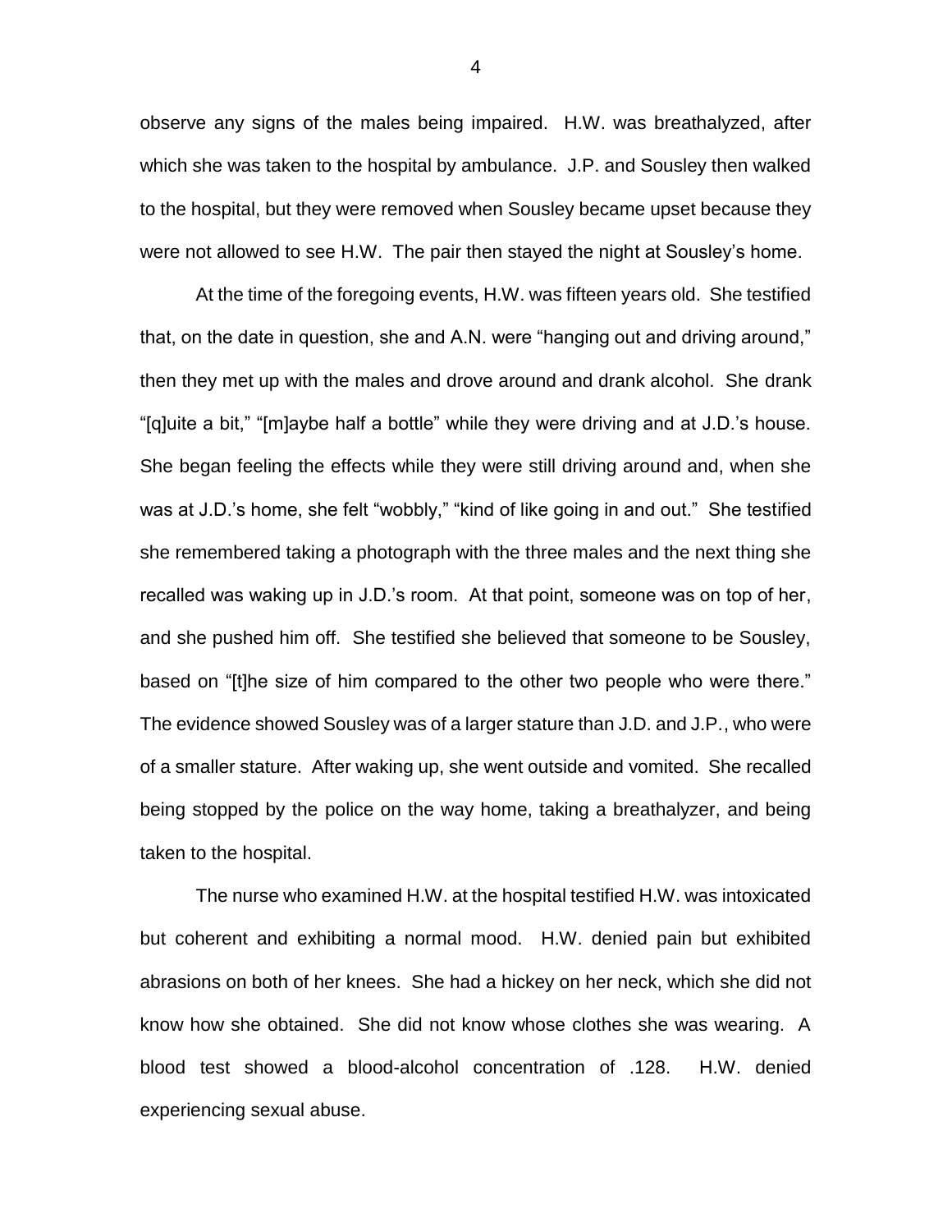observe any signs of the males being impaired. H.W. was breathalyzed, after which she was taken to the hospital by ambulance. J.P. and Sousley then walked to the hospital, but they were removed when Sousley became upset because they were not allowed to see H.W. The pair then stayed the night at Sousley's home.

At the time of the foregoing events, H.W. was fifteen years old. She testified that, on the date in question, she and A.N. were "hanging out and driving around," then they met up with the males and drove around and drank alcohol. She drank "[q]uite a bit," "[m]aybe half a bottle" while they were driving and at J.D.'s house. She began feeling the effects while they were still driving around and, when she was at J.D.'s home, she felt "wobbly," "kind of like going in and out." She testified she remembered taking a photograph with the three males and the next thing she recalled was waking up in J.D.'s room. At that point, someone was on top of her, and she pushed him off. She testified she believed that someone to be Sousley, based on "[t]he size of him compared to the other two people who were there." The evidence showed Sousley was of a larger stature than J.D. and J.P., who were of a smaller stature. After waking up, she went outside and vomited. She recalled being stopped by the police on the way home, taking a breathalyzer, and being taken to the hospital.

The nurse who examined H.W. at the hospital testified H.W. was intoxicated but coherent and exhibiting a normal mood. H.W. denied pain but exhibited abrasions on both of her knees. She had a hickey on her neck, which she did not know how she obtained. She did not know whose clothes she was wearing. A blood test showed a blood-alcohol concentration of .128. H.W. denied experiencing sexual abuse.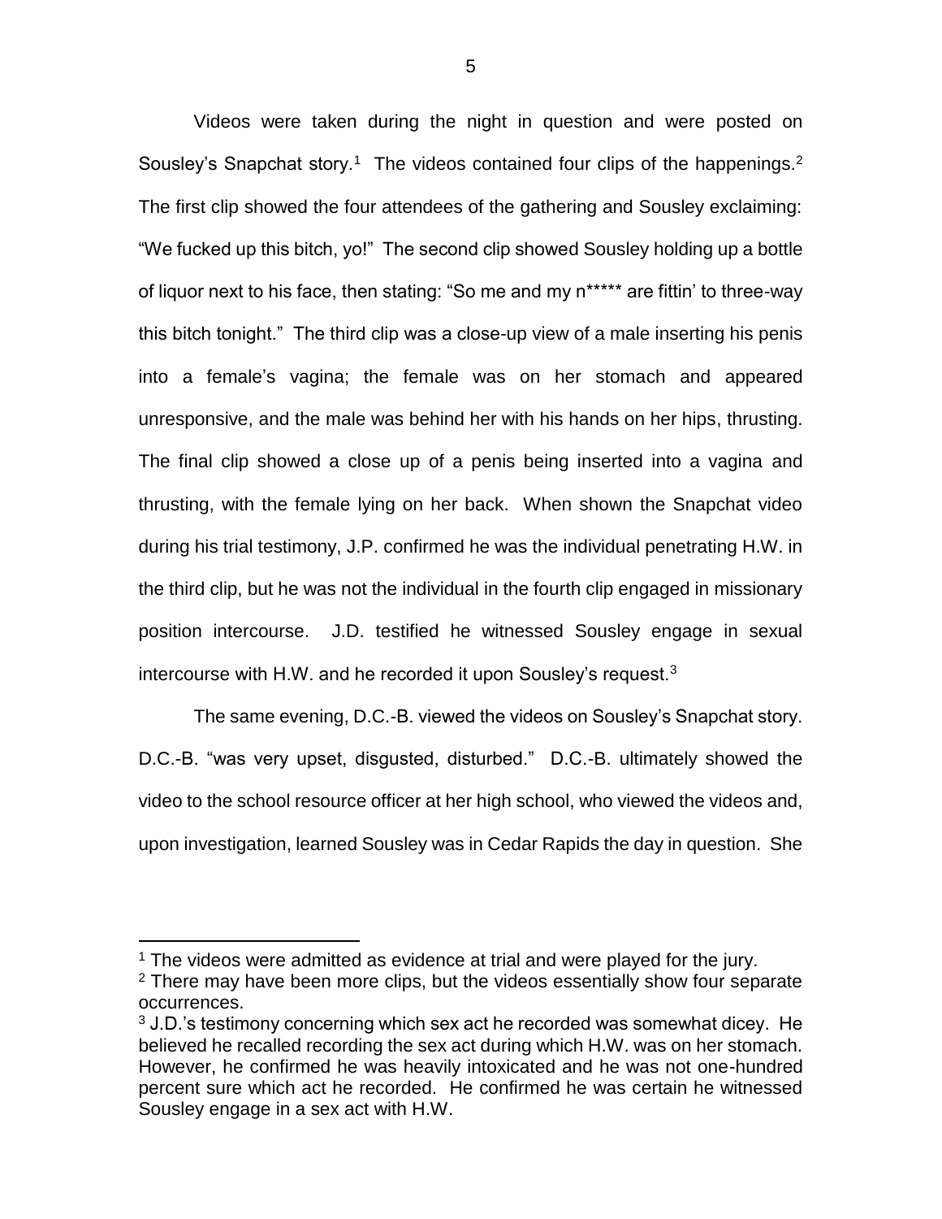Videos were taken during the night in question and were posted on Sousley's Snapchat story.[1] The videos contained four clips of the happenings.[2] The first clip showed the four attendees of the gathering and Sousley exclaiming: "We fucked up this bitch, yo!" The second clip showed Sousley holding up a bottle of liquor next to his face, then stating: "So me and my n***** are fittin' to three-way this bitch tonight." The third clip was a close-up view of a male inserting his penis into a female's vagina; the female was on her stomach and appeared unresponsive, and the male was behind her with his hands on her hips, thrusting. The final clip showed a close up of a penis being inserted into a vagina and thrusting, with the female lying on her back. When shown the Snapchat video during his trial testimony, J.P. confirmed he was the individual penetrating H.W. in the third clip, but he was not the individual in the fourth clip engaged in missionary position intercourse. J.D. testified he witnessed Sousley engage in sexual intercourse with H.W. and he recorded it upon Sousley's request.[3]

The same evening, D.C.-B. viewed the videos on Sousley's Snapchat story. D.C.-B. "was very upset, disgusted, disturbed." D.C.-B. ultimately showed the video to the school resource officer at her high school, who viewed the videos and, upon investigation, learned Sousley was in Cedar Rapids the day in question. She

---

[1] The videos were admitted as evidence at trial and were played for the jury.

[2] There may have been more clips, but the videos essentially show four separate occurrences.

[3] J.D.'s testimony concerning which sex act he recorded was somewhat dicey. He believed he recalled recording the sex act during which H.W. was on her stomach. However, he confirmed he was heavily intoxicated and he was not one-hundred percent sure which act he recorded. He confirmed he was certain he witnessed Sousley engage in a sex act with H.W.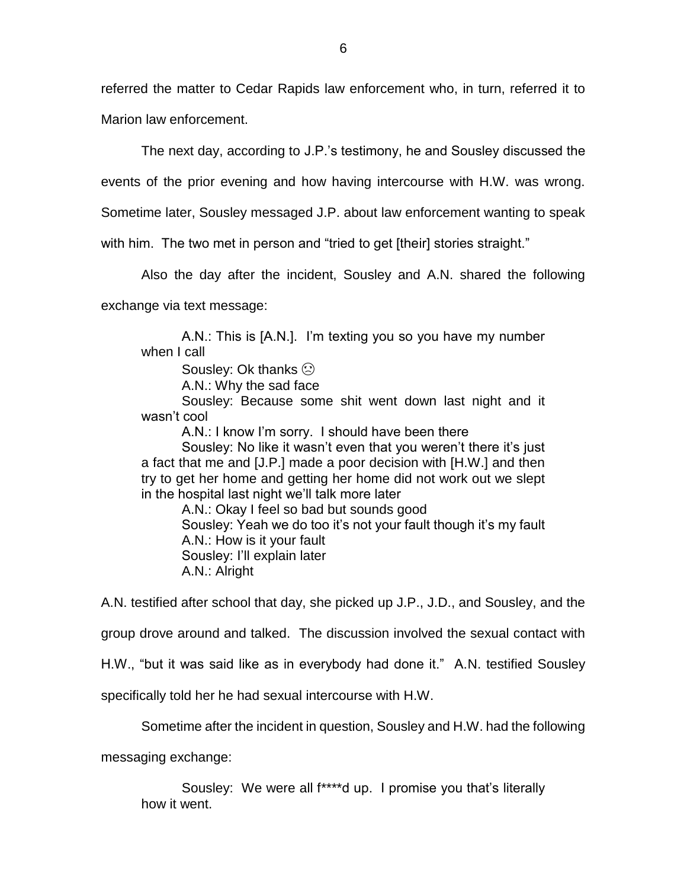referred the matter to Cedar Rapids law enforcement who, in turn, referred it to Marion law enforcement.

The next day, according to J.P.'s testimony, he and Sousley discussed the events of the prior evening and how having intercourse with H.W. was wrong. Sometime later, Sousley messaged J.P. about law enforcement wanting to speak with him. The two met in person and "tried to get [their] stories straight."

Also the day after the incident, Sousley and A.N. shared the following exchange via text message:

> A.N.: This is [A.N.]. I'm texting you so you have my number when I call
>
> Sousley: Ok thanks ☹
>
> A.N.: Why the sad face
>
> Sousley: Because some shit went down last night and it wasn't cool
>
> A.N.: I know I'm sorry. I should have been there
>
> Sousley: No like it wasn't even that you weren't there it's just a fact that me and [J.P.] made a poor decision with [H.W.] and then try to get her home and getting her home did not work out we slept in the hospital last night we'll talk more later
>
> A.N.: Okay I feel so bad but sounds good
>
> Sousley: Yeah we do too it's not your fault though it's my fault
>
> A.N.: How is it your fault
>
> Sousley: I'll explain later
>
> A.N.: Alright

A.N. testified after school that day, she picked up J.P., J.D., and Sousley, and the group drove around and talked. The discussion involved the sexual contact with H.W., "but it was said like as in everybody had done it." A.N. testified Sousley specifically told her he had sexual intercourse with H.W.

Sometime after the incident in question, Sousley and H.W. had the following messaging exchange:

> Sousley: We were all f****d up. I promise you that's literally how it went.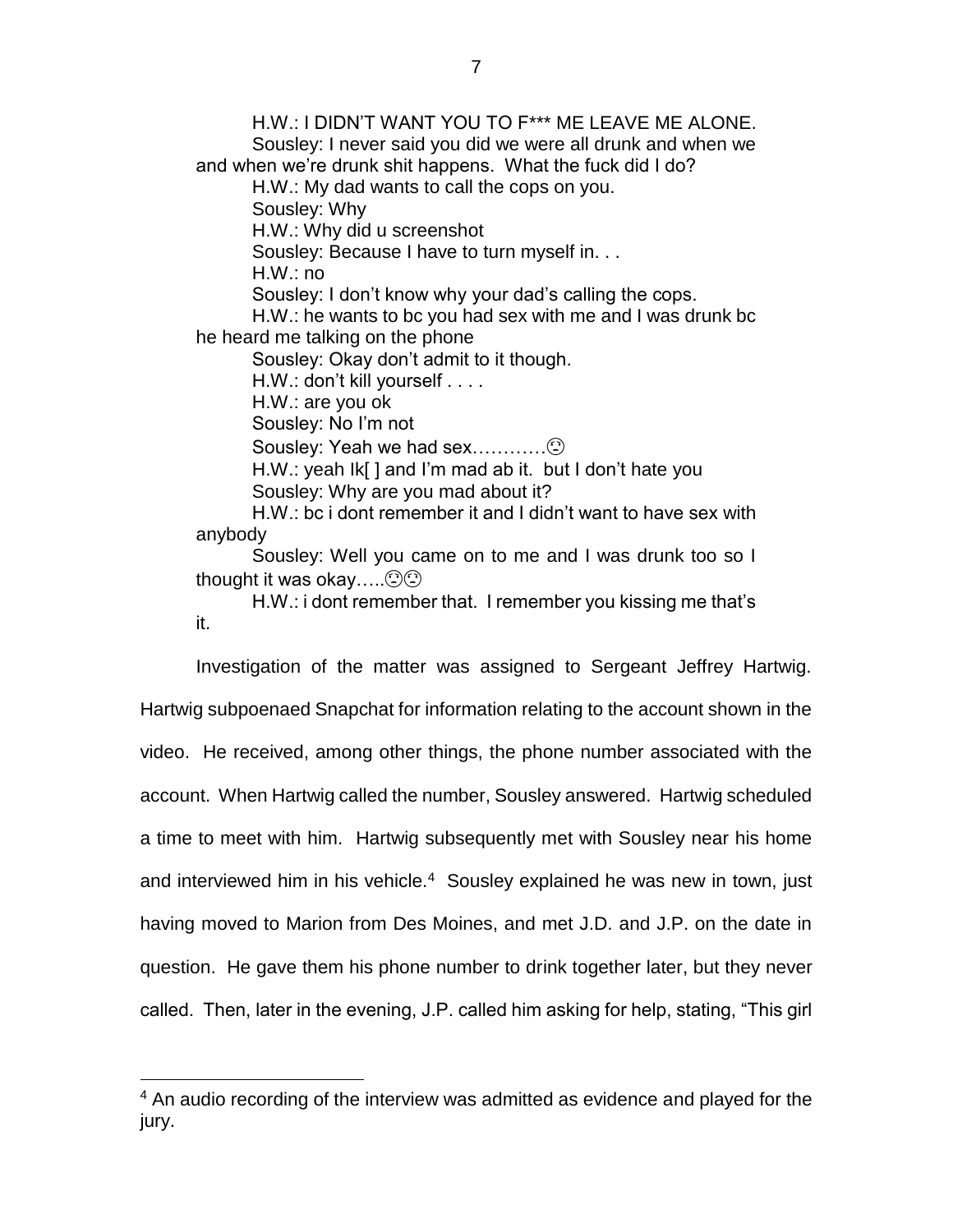H.W.: I DIDN'T WANT YOU TO F*** ME LEAVE ME ALONE.

Sousley: I never said you did we were all drunk and when we and when we're drunk shit happens. What the fuck did I do?

H.W.: My dad wants to call the cops on you.

Sousley: Why

H.W.: Why did u screenshot

Sousley: Because I have to turn myself in. . .

H.W.: no

Sousley: I don't know why your dad's calling the cops.

H.W.: he wants to bc you had sex with me and I was drunk bc he heard me talking on the phone

Sousley: Okay don't admit to it though.

H.W.: don't kill yourself . . . .

H.W.: are you ok

Sousley: No I'm not

Sousley: Yeah we had sex…………☹

H.W.: yeah Ik[ ] and I'm mad ab it. but I don't hate you

Sousley: Why are you mad about it?

H.W.: bc i dont remember it and I didn't want to have sex with anybody

Sousley: Well you came on to me and I was drunk too so I thought it was okay…..☹☹

H.W.: i dont remember that. I remember you kissing me that's it.

Investigation of the matter was assigned to Sergeant Jeffrey Hartwig. Hartwig subpoenaed Snapchat for information relating to the account shown in the video. He received, among other things, the phone number associated with the account. When Hartwig called the number, Sousley answered. Hartwig scheduled a time to meet with him. Hartwig subsequently met with Sousley near his home and interviewed him in his vehicle.[4] Sousley explained he was new in town, just having moved to Marion from Des Moines, and met J.D. and J.P. on the date in question. He gave them his phone number to drink together later, but they never called. Then, later in the evening, J.P. called him asking for help, stating, "This girl

[4] An audio recording of the interview was admitted as evidence and played for the jury.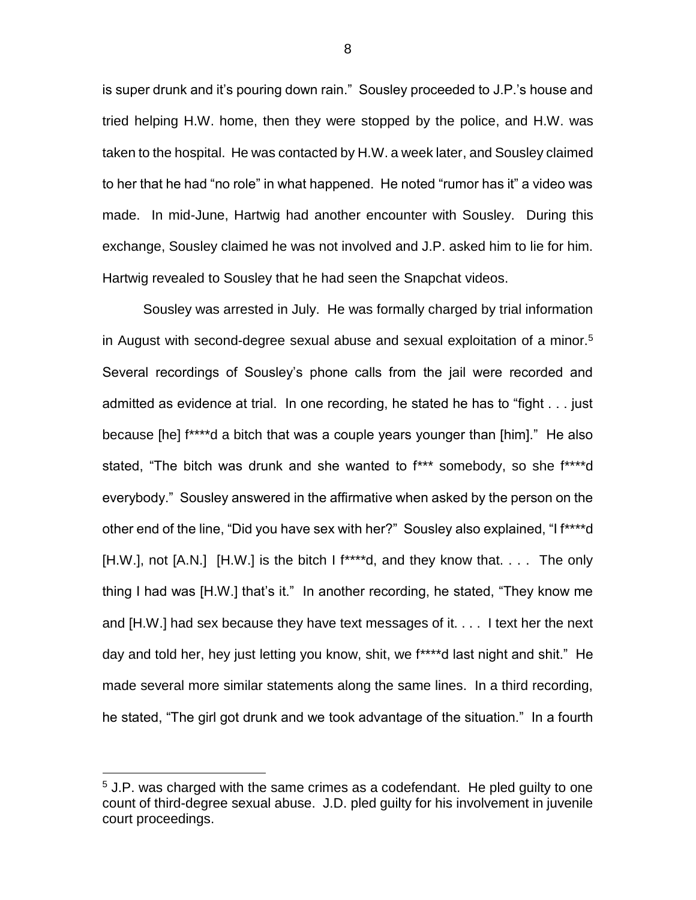is super drunk and it's pouring down rain." Sousley proceeded to J.P.'s house and tried helping H.W. home, then they were stopped by the police, and H.W. was taken to the hospital. He was contacted by H.W. a week later, and Sousley claimed to her that he had "no role" in what happened. He noted "rumor has it" a video was made. In mid-June, Hartwig had another encounter with Sousley. During this exchange, Sousley claimed he was not involved and J.P. asked him to lie for him. Hartwig revealed to Sousley that he had seen the Snapchat videos.

Sousley was arrested in July. He was formally charged by trial information in August with second-degree sexual abuse and sexual exploitation of a minor.[5] Several recordings of Sousley's phone calls from the jail were recorded and admitted as evidence at trial. In one recording, he stated he has to "fight . . . just because [he] f****d a bitch that was a couple years younger than [him]." He also stated, "The bitch was drunk and she wanted to f*** somebody, so she f****d everybody." Sousley answered in the affirmative when asked by the person on the other end of the line, "Did you have sex with her?" Sousley also explained, "I f****d [H.W.], not [A.N.] [H.W.] is the bitch I f****d, and they know that. . . . The only thing I had was [H.W.] that's it." In another recording, he stated, "They know me and [H.W.] had sex because they have text messages of it. . . . I text her the next day and told her, hey just letting you know, shit, we f****d last night and shit." He made several more similar statements along the same lines. In a third recording, he stated, "The girl got drunk and we took advantage of the situation." In a fourth

---

[5] J.P. was charged with the same crimes as a codefendant. He pled guilty to one count of third-degree sexual abuse. J.D. pled guilty for his involvement in juvenile court proceedings.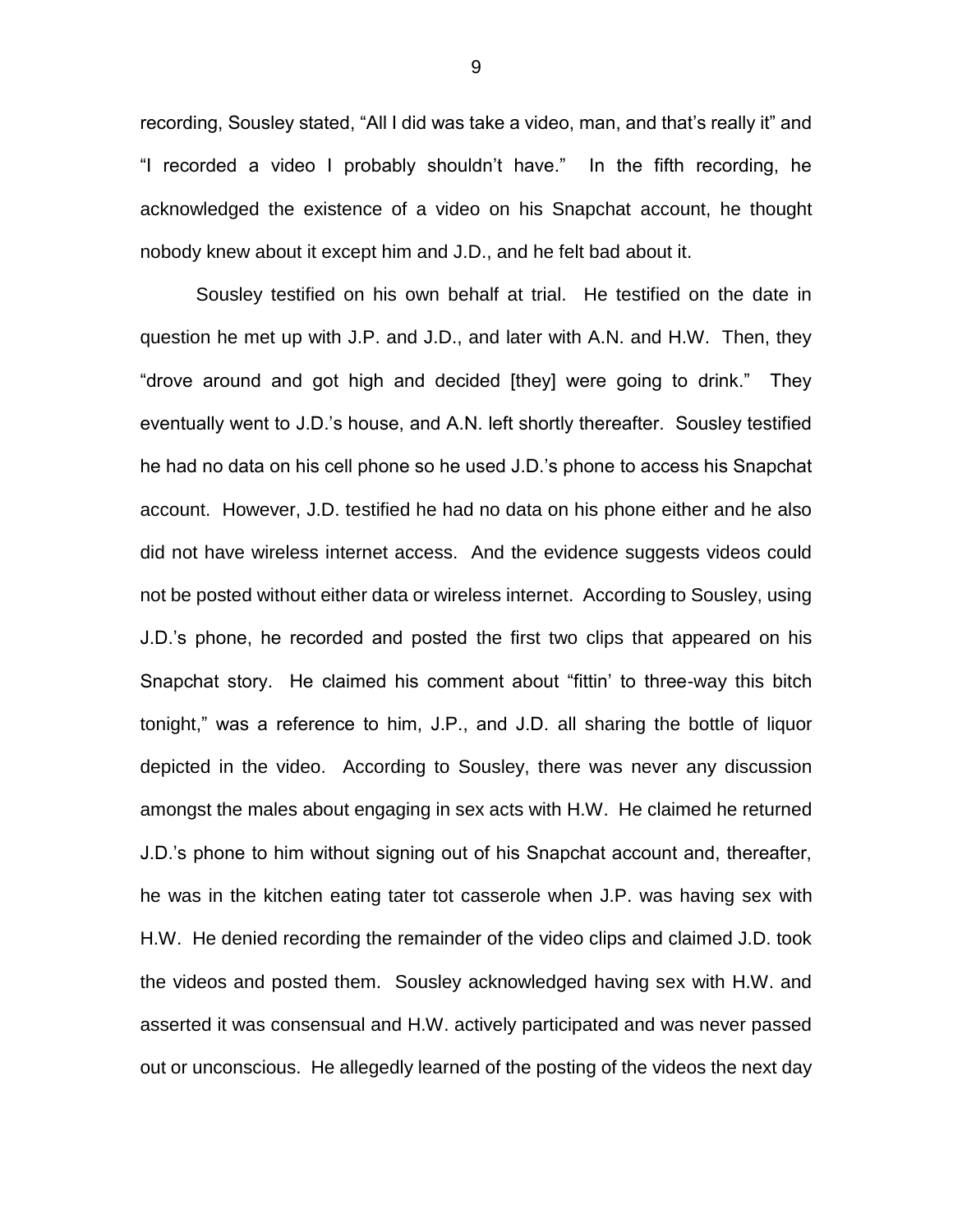recording, Sousley stated, “All I did was take a video, man, and that’s really it” and “I recorded a video I probably shouldn’t have.” In the fifth recording, he acknowledged the existence of a video on his Snapchat account, he thought nobody knew about it except him and J.D., and he felt bad about it.

Sousley testified on his own behalf at trial. He testified on the date in question he met up with J.P. and J.D., and later with A.N. and H.W. Then, they “drove around and got high and decided [they] were going to drink.” They eventually went to J.D.’s house, and A.N. left shortly thereafter. Sousley testified he had no data on his cell phone so he used J.D.’s phone to access his Snapchat account. However, J.D. testified he had no data on his phone either and he also did not have wireless internet access. And the evidence suggests videos could not be posted without either data or wireless internet. According to Sousley, using J.D.’s phone, he recorded and posted the first two clips that appeared on his Snapchat story. He claimed his comment about “fittin’ to three-way this bitch tonight,” was a reference to him, J.P., and J.D. all sharing the bottle of liquor depicted in the video. According to Sousley, there was never any discussion amongst the males about engaging in sex acts with H.W. He claimed he returned J.D.’s phone to him without signing out of his Snapchat account and, thereafter, he was in the kitchen eating tater tot casserole when J.P. was having sex with H.W. He denied recording the remainder of the video clips and claimed J.D. took the videos and posted them. Sousley acknowledged having sex with H.W. and asserted it was consensual and H.W. actively participated and was never passed out or unconscious. He allegedly learned of the posting of the videos the next day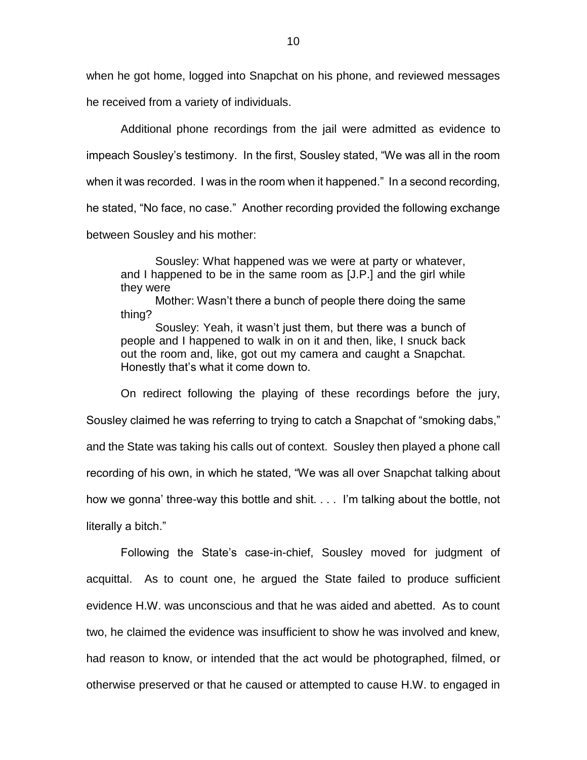when he got home, logged into Snapchat on his phone, and reviewed messages he received from a variety of individuals.

Additional phone recordings from the jail were admitted as evidence to impeach Sousley's testimony. In the first, Sousley stated, "We was all in the room when it was recorded. I was in the room when it happened." In a second recording, he stated, "No face, no case." Another recording provided the following exchange between Sousley and his mother:

> Sousley: What happened was we were at party or whatever, and I happened to be in the same room as [J.P.] and the girl while they were
>
> Mother: Wasn't there a bunch of people there doing the same thing?
>
> Sousley: Yeah, it wasn't just them, but there was a bunch of people and I happened to walk in on it and then, like, I snuck back out the room and, like, got out my camera and caught a Snapchat. Honestly that's what it come down to.

On redirect following the playing of these recordings before the jury, Sousley claimed he was referring to trying to catch a Snapchat of "smoking dabs," and the State was taking his calls out of context. Sousley then played a phone call recording of his own, in which he stated, "We was all over Snapchat talking about how we gonna' three-way this bottle and shit. . . . I'm talking about the bottle, not literally a bitch."

Following the State's case-in-chief, Sousley moved for judgment of acquittal. As to count one, he argued the State failed to produce sufficient evidence H.W. was unconscious and that he was aided and abetted. As to count two, he claimed the evidence was insufficient to show he was involved and knew, had reason to know, or intended that the act would be photographed, filmed, or otherwise preserved or that he caused or attempted to cause H.W. to engaged in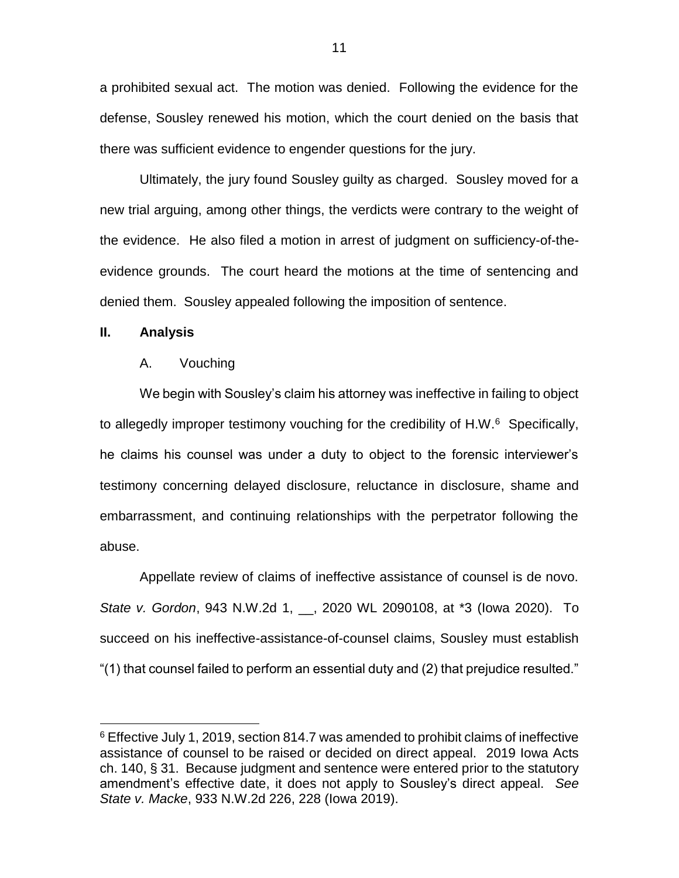a prohibited sexual act. The motion was denied. Following the evidence for the defense, Sousley renewed his motion, which the court denied on the basis that there was sufficient evidence to engender questions for the jury.

Ultimately, the jury found Sousley guilty as charged. Sousley moved for a new trial arguing, among other things, the verdicts were contrary to the weight of the evidence. He also filed a motion in arrest of judgment on sufficiency-of-the-evidence grounds. The court heard the motions at the time of sentencing and denied them. Sousley appealed following the imposition of sentence.

## II. Analysis

### A. Vouching

We begin with Sousley's claim his attorney was ineffective in failing to object to allegedly improper testimony vouching for the credibility of H.W.[6] Specifically, he claims his counsel was under a duty to object to the forensic interviewer's testimony concerning delayed disclosure, reluctance in disclosure, shame and embarrassment, and continuing relationships with the perpetrator following the abuse.

Appellate review of claims of ineffective assistance of counsel is de novo. *State v. Gordon*, 943 N.W.2d 1, __, 2020 WL 2090108, at *3 (Iowa 2020). To succeed on his ineffective-assistance-of-counsel claims, Sousley must establish "(1) that counsel failed to perform an essential duty and (2) that prejudice resulted."

[6] Effective July 1, 2019, section 814.7 was amended to prohibit claims of ineffective assistance of counsel to be raised or decided on direct appeal. 2019 Iowa Acts ch. 140, § 31. Because judgment and sentence were entered prior to the statutory amendment's effective date, it does not apply to Sousley's direct appeal. *See State v. Macke*, 933 N.W.2d 226, 228 (Iowa 2019).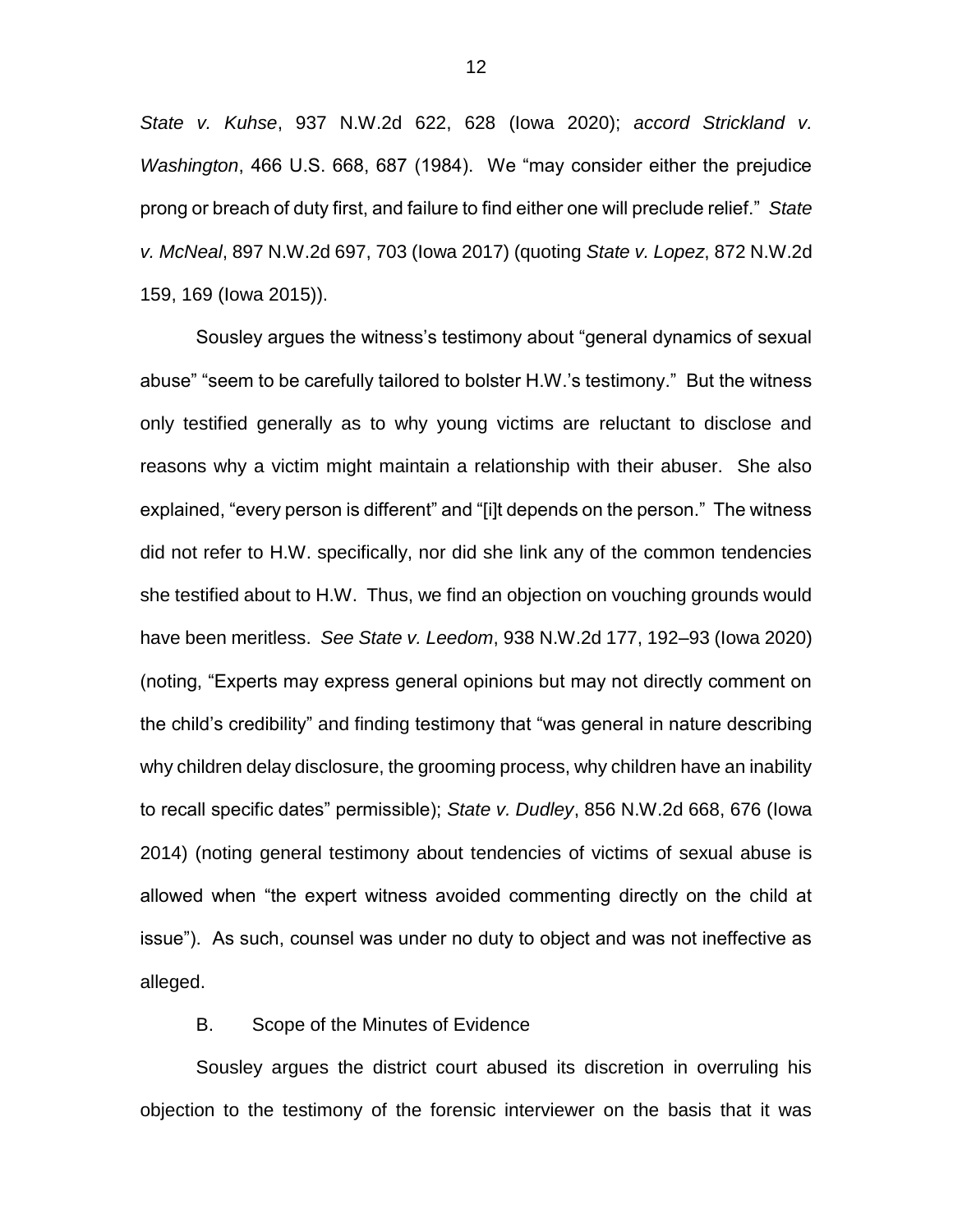*State v. Kuhse*, 937 N.W.2d 622, 628 (Iowa 2020); *accord Strickland v. Washington*, 466 U.S. 668, 687 (1984). We "may consider either the prejudice prong or breach of duty first, and failure to find either one will preclude relief." *State v. McNeal*, 897 N.W.2d 697, 703 (Iowa 2017) (quoting *State v. Lopez*, 872 N.W.2d 159, 169 (Iowa 2015)).

Sousley argues the witness's testimony about "general dynamics of sexual abuse" "seem to be carefully tailored to bolster H.W.'s testimony." But the witness only testified generally as to why young victims are reluctant to disclose and reasons why a victim might maintain a relationship with their abuser. She also explained, "every person is different" and "[i]t depends on the person." The witness did not refer to H.W. specifically, nor did she link any of the common tendencies she testified about to H.W. Thus, we find an objection on vouching grounds would have been meritless. *See State v. Leedom*, 938 N.W.2d 177, 192–93 (Iowa 2020) (noting, "Experts may express general opinions but may not directly comment on the child's credibility" and finding testimony that "was general in nature describing why children delay disclosure, the grooming process, why children have an inability to recall specific dates" permissible); *State v. Dudley*, 856 N.W.2d 668, 676 (Iowa 2014) (noting general testimony about tendencies of victims of sexual abuse is allowed when "the expert witness avoided commenting directly on the child at issue"). As such, counsel was under no duty to object and was not ineffective as alleged.

### B. Scope of the Minutes of Evidence

Sousley argues the district court abused its discretion in overruling his objection to the testimony of the forensic interviewer on the basis that it was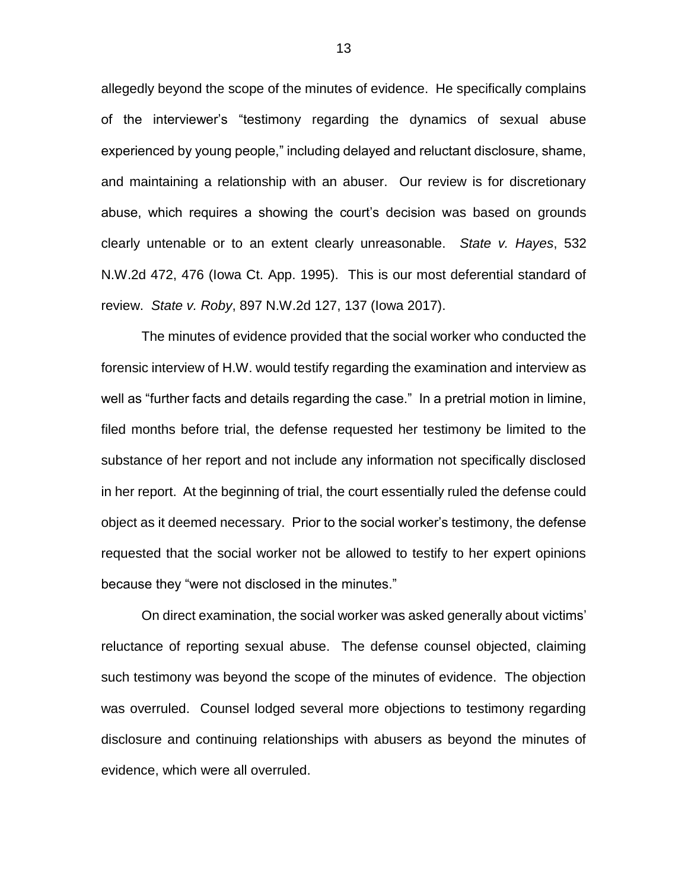allegedly beyond the scope of the minutes of evidence. He specifically complains of the interviewer's "testimony regarding the dynamics of sexual abuse experienced by young people," including delayed and reluctant disclosure, shame, and maintaining a relationship with an abuser. Our review is for discretionary abuse, which requires a showing the court's decision was based on grounds clearly untenable or to an extent clearly unreasonable. *State v. Hayes*, 532 N.W.2d 472, 476 (Iowa Ct. App. 1995). This is our most deferential standard of review. *State v. Roby*, 897 N.W.2d 127, 137 (Iowa 2017).

The minutes of evidence provided that the social worker who conducted the forensic interview of H.W. would testify regarding the examination and interview as well as "further facts and details regarding the case." In a pretrial motion in limine, filed months before trial, the defense requested her testimony be limited to the substance of her report and not include any information not specifically disclosed in her report. At the beginning of trial, the court essentially ruled the defense could object as it deemed necessary. Prior to the social worker's testimony, the defense requested that the social worker not be allowed to testify to her expert opinions because they "were not disclosed in the minutes."

On direct examination, the social worker was asked generally about victims' reluctance of reporting sexual abuse. The defense counsel objected, claiming such testimony was beyond the scope of the minutes of evidence. The objection was overruled. Counsel lodged several more objections to testimony regarding disclosure and continuing relationships with abusers as beyond the minutes of evidence, which were all overruled.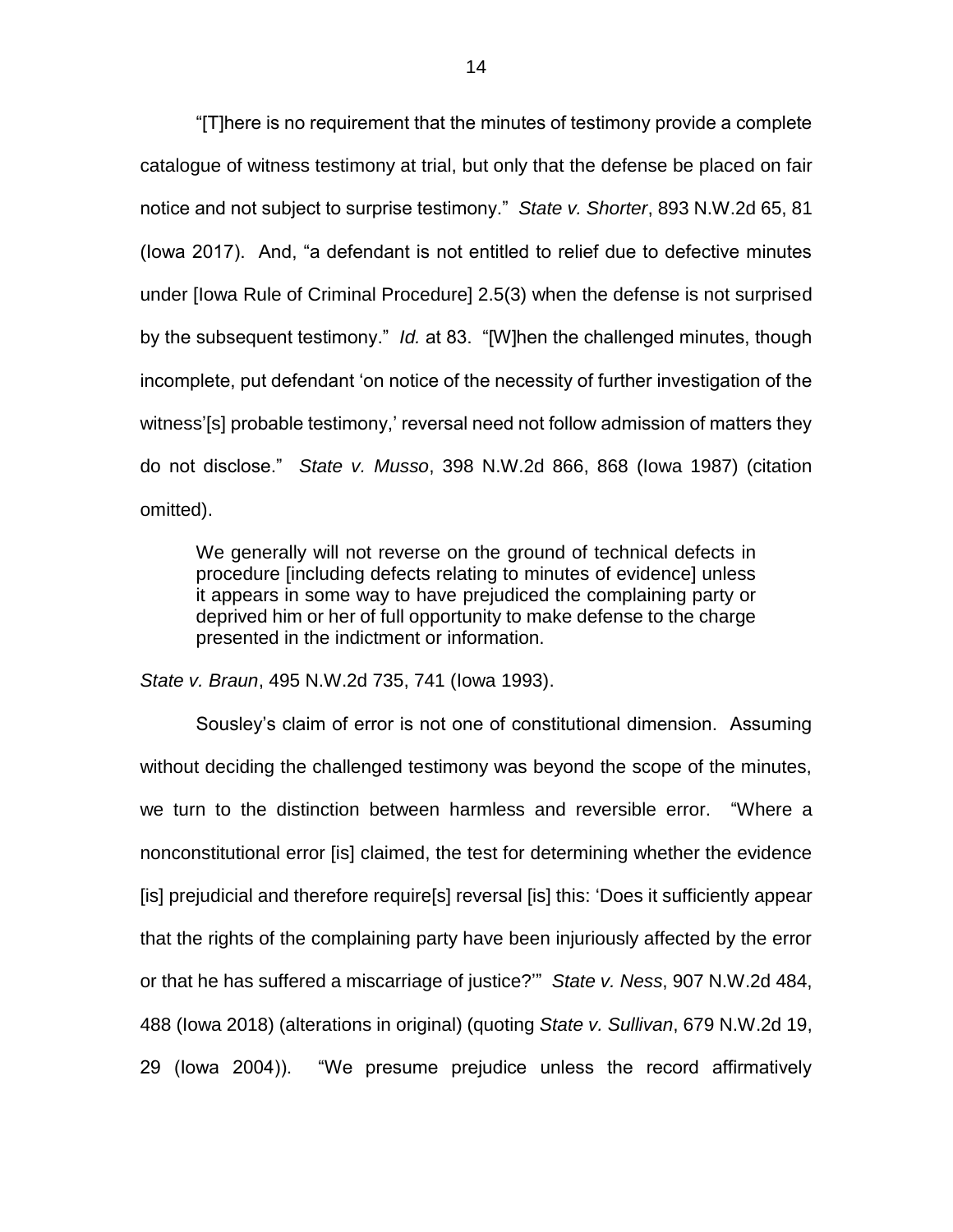"[T]here is no requirement that the minutes of testimony provide a complete catalogue of witness testimony at trial, but only that the defense be placed on fair notice and not subject to surprise testimony." *State v. Shorter*, 893 N.W.2d 65, 81 (Iowa 2017). And, "a defendant is not entitled to relief due to defective minutes under [Iowa Rule of Criminal Procedure] 2.5(3) when the defense is not surprised by the subsequent testimony." *Id.* at 83. "[W]hen the challenged minutes, though incomplete, put defendant 'on notice of the necessity of further investigation of the witness'[s] probable testimony,' reversal need not follow admission of matters they do not disclose." *State v. Musso*, 398 N.W.2d 866, 868 (Iowa 1987) (citation omitted).

> We generally will not reverse on the ground of technical defects in procedure [including defects relating to minutes of evidence] unless it appears in some way to have prejudiced the complaining party or deprived him or her of full opportunity to make defense to the charge presented in the indictment or information.

*State v. Braun*, 495 N.W.2d 735, 741 (Iowa 1993).

Sousley's claim of error is not one of constitutional dimension. Assuming without deciding the challenged testimony was beyond the scope of the minutes, we turn to the distinction between harmless and reversible error. "Where a nonconstitutional error [is] claimed, the test for determining whether the evidence [is] prejudicial and therefore require[s] reversal [is] this: 'Does it sufficiently appear that the rights of the complaining party have been injuriously affected by the error or that he has suffered a miscarriage of justice?'" *State v. Ness*, 907 N.W.2d 484, 488 (Iowa 2018) (alterations in original) (quoting *State v. Sullivan*, 679 N.W.2d 19, 29 (Iowa 2004)). "We presume prejudice unless the record affirmatively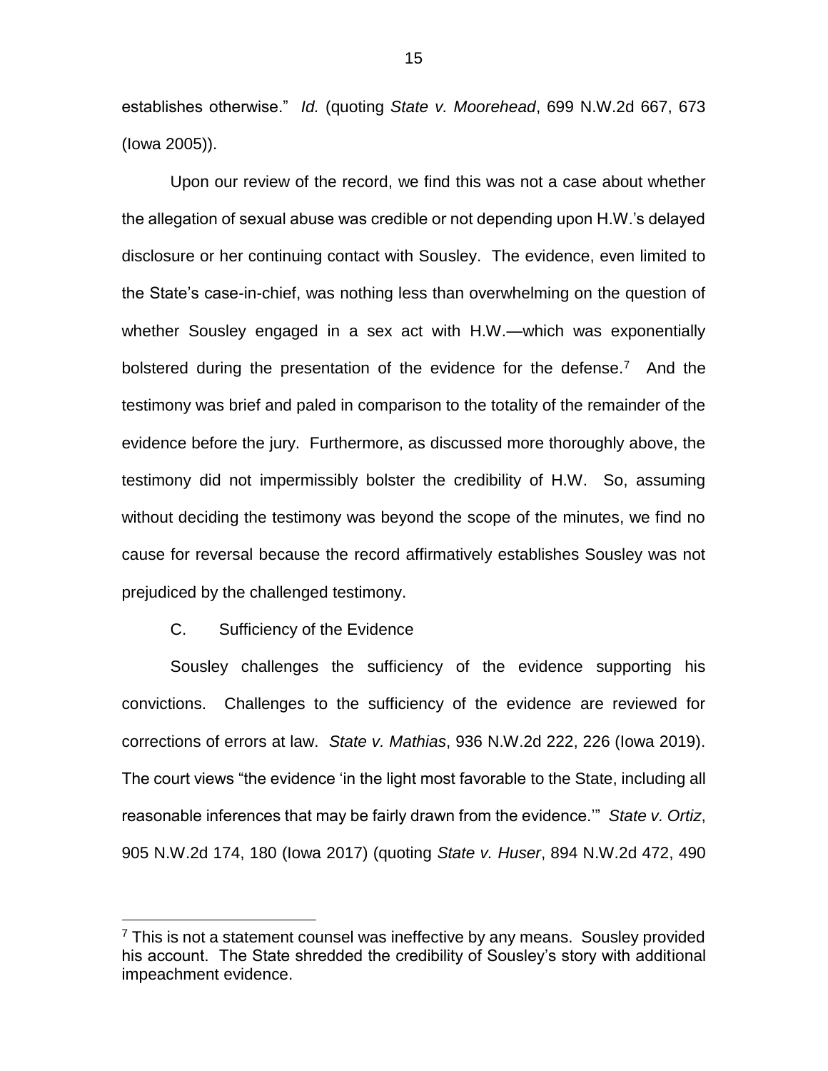establishes otherwise." *Id.* (quoting *State v. Moorehead*, 699 N.W.2d 667, 673 (Iowa 2005)).

Upon our review of the record, we find this was not a case about whether the allegation of sexual abuse was credible or not depending upon H.W.'s delayed disclosure or her continuing contact with Sousley. The evidence, even limited to the State's case-in-chief, was nothing less than overwhelming on the question of whether Sousley engaged in a sex act with H.W.—which was exponentially bolstered during the presentation of the evidence for the defense.[7] And the testimony was brief and paled in comparison to the totality of the remainder of the evidence before the jury. Furthermore, as discussed more thoroughly above, the testimony did not impermissibly bolster the credibility of H.W. So, assuming without deciding the testimony was beyond the scope of the minutes, we find no cause for reversal because the record affirmatively establishes Sousley was not prejudiced by the challenged testimony.

C. Sufficiency of the Evidence

Sousley challenges the sufficiency of the evidence supporting his convictions. Challenges to the sufficiency of the evidence are reviewed for corrections of errors at law. *State v. Mathias*, 936 N.W.2d 222, 226 (Iowa 2019). The court views "the evidence 'in the light most favorable to the State, including all reasonable inferences that may be fairly drawn from the evidence.'" *State v. Ortiz*, 905 N.W.2d 174, 180 (Iowa 2017) (quoting *State v. Huser*, 894 N.W.2d 472, 490

---

[7] This is not a statement counsel was ineffective by any means. Sousley provided his account. The State shredded the credibility of Sousley's story with additional impeachment evidence.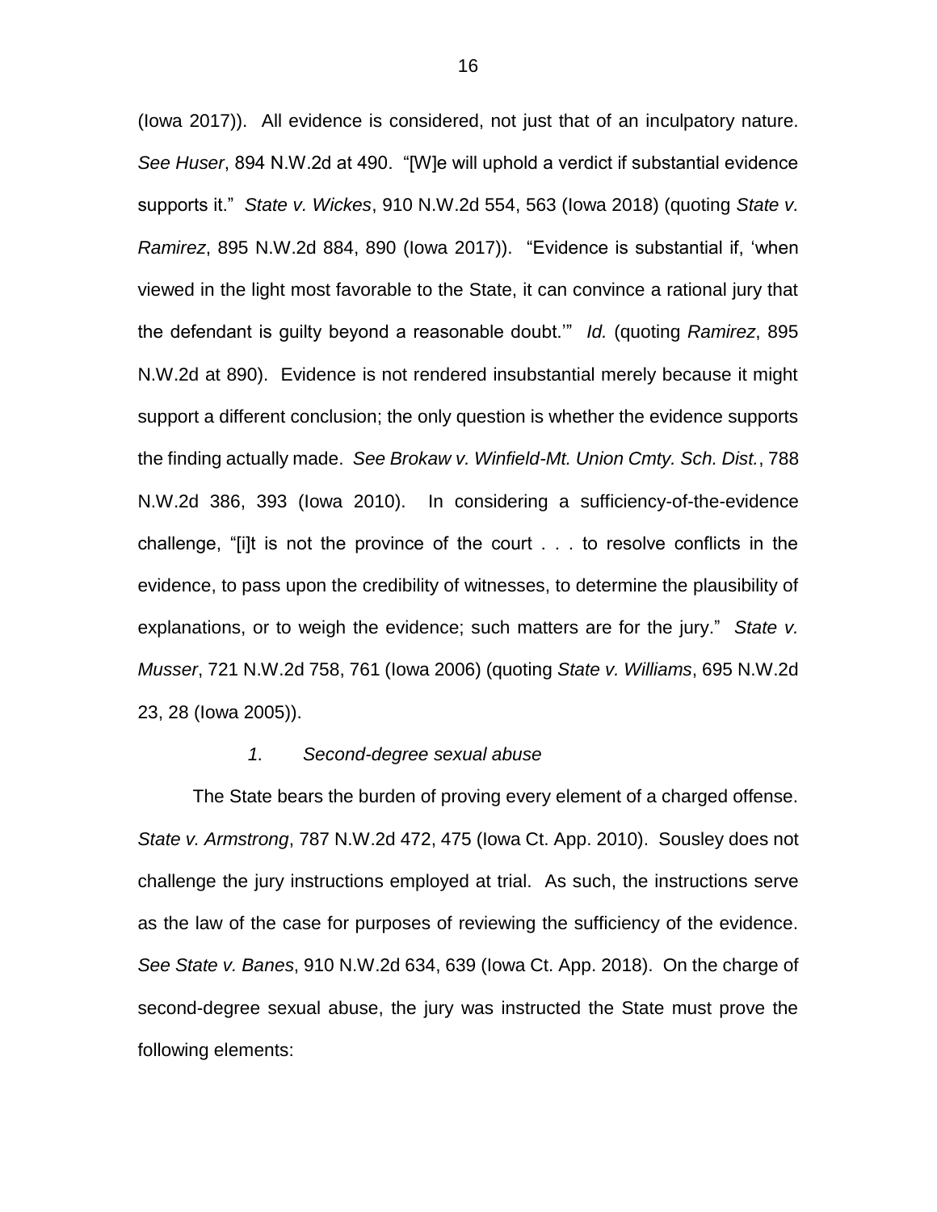(Iowa 2017)). All evidence is considered, not just that of an inculpatory nature. *See Huser*, 894 N.W.2d at 490. "[W]e will uphold a verdict if substantial evidence supports it." *State v. Wickes*, 910 N.W.2d 554, 563 (Iowa 2018) (quoting *State v. Ramirez*, 895 N.W.2d 884, 890 (Iowa 2017)). "Evidence is substantial if, 'when viewed in the light most favorable to the State, it can convince a rational jury that the defendant is guilty beyond a reasonable doubt.'" *Id.* (quoting *Ramirez*, 895 N.W.2d at 890). Evidence is not rendered insubstantial merely because it might support a different conclusion; the only question is whether the evidence supports the finding actually made. *See Brokaw v. Winfield-Mt. Union Cmty. Sch. Dist.*, 788 N.W.2d 386, 393 (Iowa 2010). In considering a sufficiency-of-the-evidence challenge, "[i]t is not the province of the court . . . to resolve conflicts in the evidence, to pass upon the credibility of witnesses, to determine the plausibility of explanations, or to weigh the evidence; such matters are for the jury." *State v. Musser*, 721 N.W.2d 758, 761 (Iowa 2006) (quoting *State v. Williams*, 695 N.W.2d 23, 28 (Iowa 2005)).

*1. Second-degree sexual abuse*

The State bears the burden of proving every element of a charged offense. *State v. Armstrong*, 787 N.W.2d 472, 475 (Iowa Ct. App. 2010). Sousley does not challenge the jury instructions employed at trial. As such, the instructions serve as the law of the case for purposes of reviewing the sufficiency of the evidence. *See State v. Banes*, 910 N.W.2d 634, 639 (Iowa Ct. App. 2018). On the charge of second-degree sexual abuse, the jury was instructed the State must prove the following elements: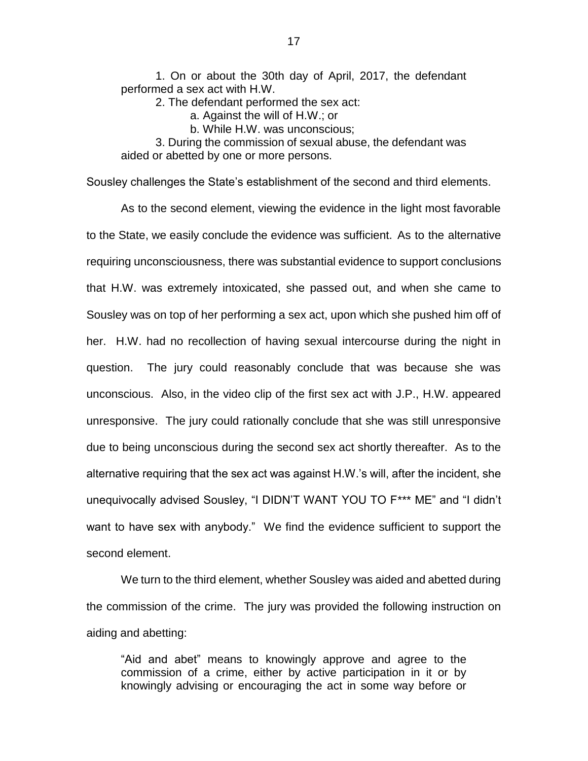> 1. On or about the 30th day of April, 2017, the defendant performed a sex act with H.W.
>
> 2. The defendant performed the sex act:
>
> a. Against the will of H.W.; or
>
> b. While H.W. was unconscious;
>
> 3. During the commission of sexual abuse, the defendant was aided or abetted by one or more persons.

Sousley challenges the State's establishment of the second and third elements.

As to the second element, viewing the evidence in the light most favorable to the State, we easily conclude the evidence was sufficient. As to the alternative requiring unconsciousness, there was substantial evidence to support conclusions that H.W. was extremely intoxicated, she passed out, and when she came to Sousley was on top of her performing a sex act, upon which she pushed him off of her. H.W. had no recollection of having sexual intercourse during the night in question. The jury could reasonably conclude that was because she was unconscious. Also, in the video clip of the first sex act with J.P., H.W. appeared unresponsive. The jury could rationally conclude that she was still unresponsive due to being unconscious during the second sex act shortly thereafter. As to the alternative requiring that the sex act was against H.W.'s will, after the incident, she unequivocally advised Sousley, "I DIDN'T WANT YOU TO F*** ME" and "I didn't want to have sex with anybody." We find the evidence sufficient to support the second element.

We turn to the third element, whether Sousley was aided and abetted during the commission of the crime. The jury was provided the following instruction on aiding and abetting:

> "Aid and abet" means to knowingly approve and agree to the commission of a crime, either by active participation in it or by knowingly advising or encouraging the act in some way before or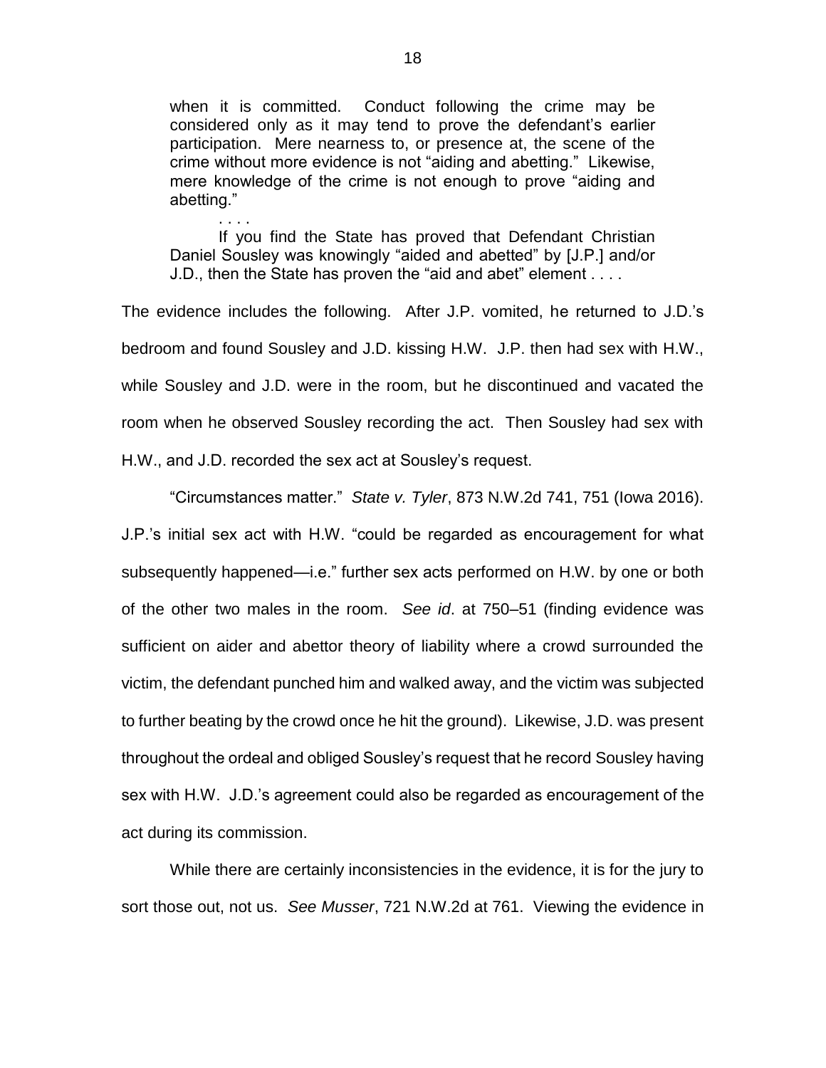> when it is committed. Conduct following the crime may be considered only as it may tend to prove the defendant's earlier participation. Mere nearness to, or presence at, the scene of the crime without more evidence is not "aiding and abetting." Likewise, mere knowledge of the crime is not enough to prove "aiding and abetting."
>
> . . . .
>
> If you find the State has proved that Defendant Christian Daniel Sousley was knowingly "aided and abetted" by [J.P.] and/or J.D., then the State has proven the "aid and abet" element . . . .

The evidence includes the following. After J.P. vomited, he returned to J.D.'s bedroom and found Sousley and J.D. kissing H.W. J.P. then had sex with H.W., while Sousley and J.D. were in the room, but he discontinued and vacated the room when he observed Sousley recording the act. Then Sousley had sex with H.W., and J.D. recorded the sex act at Sousley's request.

"Circumstances matter." *State v. Tyler*, 873 N.W.2d 741, 751 (Iowa 2016). J.P.'s initial sex act with H.W. "could be regarded as encouragement for what subsequently happened—i.e." further sex acts performed on H.W. by one or both of the other two males in the room. *See id*. at 750–51 (finding evidence was sufficient on aider and abettor theory of liability where a crowd surrounded the victim, the defendant punched him and walked away, and the victim was subjected to further beating by the crowd once he hit the ground). Likewise, J.D. was present throughout the ordeal and obliged Sousley's request that he record Sousley having sex with H.W. J.D.'s agreement could also be regarded as encouragement of the act during its commission.

While there are certainly inconsistencies in the evidence, it is for the jury to sort those out, not us. *See Musser*, 721 N.W.2d at 761. Viewing the evidence in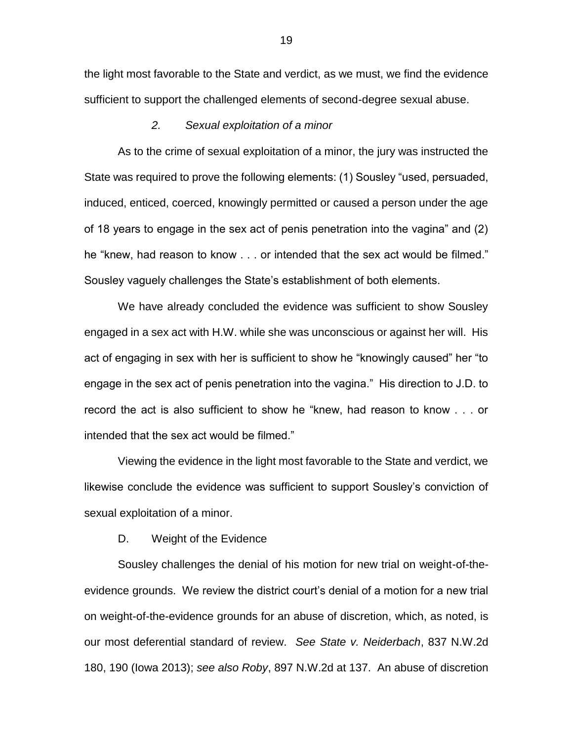the light most favorable to the State and verdict, as we must, we find the evidence sufficient to support the challenged elements of second-degree sexual abuse.

### *2. Sexual exploitation of a minor*

As to the crime of sexual exploitation of a minor, the jury was instructed the State was required to prove the following elements: (1) Sousley "used, persuaded, induced, enticed, coerced, knowingly permitted or caused a person under the age of 18 years to engage in the sex act of penis penetration into the vagina" and (2) he "knew, had reason to know . . . or intended that the sex act would be filmed." Sousley vaguely challenges the State's establishment of both elements.

We have already concluded the evidence was sufficient to show Sousley engaged in a sex act with H.W. while she was unconscious or against her will. His act of engaging in sex with her is sufficient to show he "knowingly caused" her "to engage in the sex act of penis penetration into the vagina." His direction to J.D. to record the act is also sufficient to show he "knew, had reason to know . . . or intended that the sex act would be filmed."

Viewing the evidence in the light most favorable to the State and verdict, we likewise conclude the evidence was sufficient to support Sousley's conviction of sexual exploitation of a minor.

## D. Weight of the Evidence

Sousley challenges the denial of his motion for new trial on weight-of-the-evidence grounds. We review the district court's denial of a motion for a new trial on weight-of-the-evidence grounds for an abuse of discretion, which, as noted, is our most deferential standard of review. *See State v. Neiderbach*, 837 N.W.2d 180, 190 (Iowa 2013); *see also Roby*, 897 N.W.2d at 137. An abuse of discretion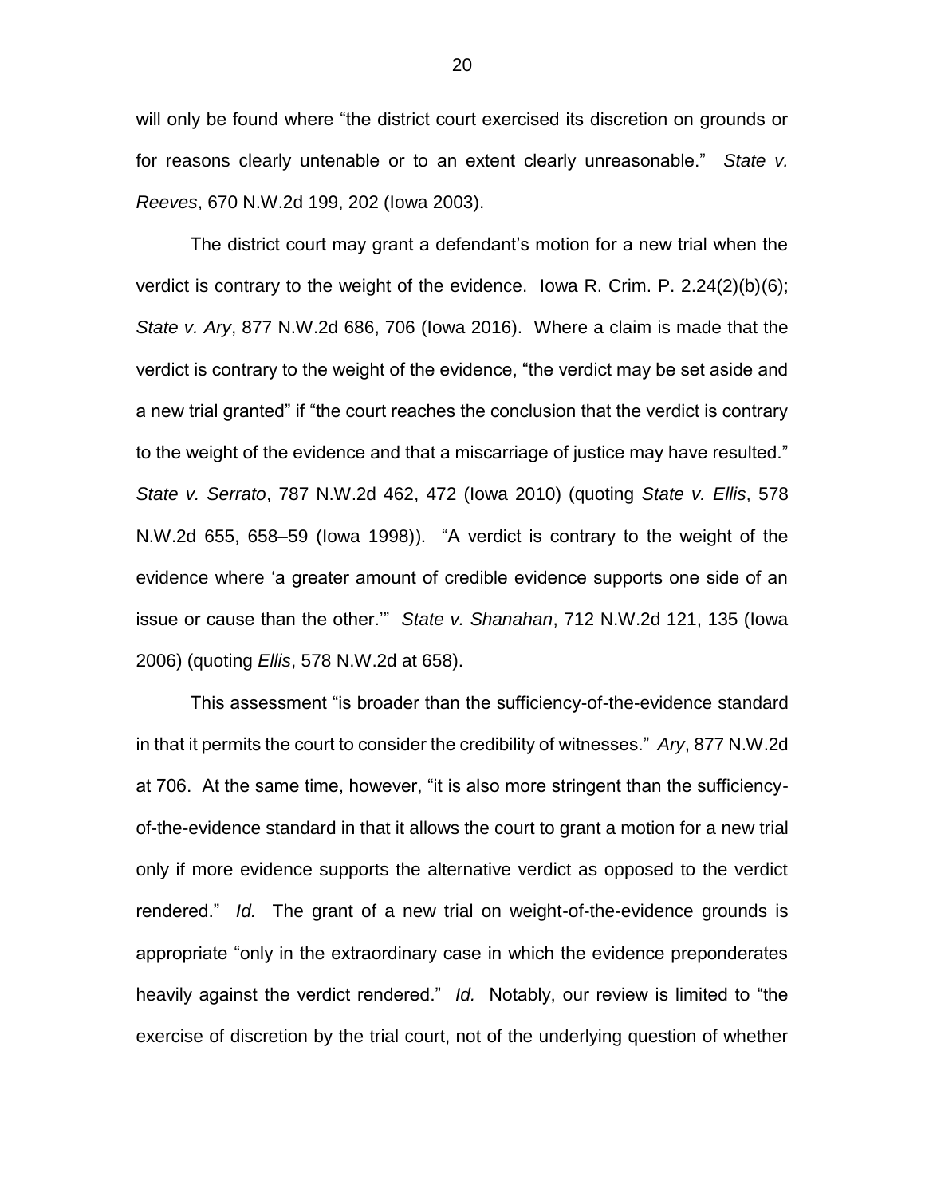will only be found where "the district court exercised its discretion on grounds or for reasons clearly untenable or to an extent clearly unreasonable." *State v. Reeves*, 670 N.W.2d 199, 202 (Iowa 2003).

The district court may grant a defendant's motion for a new trial when the verdict is contrary to the weight of the evidence. Iowa R. Crim. P. 2.24(2)(b)(6); *State v. Ary*, 877 N.W.2d 686, 706 (Iowa 2016). Where a claim is made that the verdict is contrary to the weight of the evidence, "the verdict may be set aside and a new trial granted" if "the court reaches the conclusion that the verdict is contrary to the weight of the evidence and that a miscarriage of justice may have resulted." *State v. Serrato*, 787 N.W.2d 462, 472 (Iowa 2010) (quoting *State v. Ellis*, 578 N.W.2d 655, 658–59 (Iowa 1998)). "A verdict is contrary to the weight of the evidence where 'a greater amount of credible evidence supports one side of an issue or cause than the other.'" *State v. Shanahan*, 712 N.W.2d 121, 135 (Iowa 2006) (quoting *Ellis*, 578 N.W.2d at 658).

This assessment "is broader than the sufficiency-of-the-evidence standard in that it permits the court to consider the credibility of witnesses." *Ary*, 877 N.W.2d at 706. At the same time, however, "it is also more stringent than the sufficiency-of-the-evidence standard in that it allows the court to grant a motion for a new trial only if more evidence supports the alternative verdict as opposed to the verdict rendered." *Id.* The grant of a new trial on weight-of-the-evidence grounds is appropriate "only in the extraordinary case in which the evidence preponderates heavily against the verdict rendered." *Id.* Notably, our review is limited to "the exercise of discretion by the trial court, not of the underlying question of whether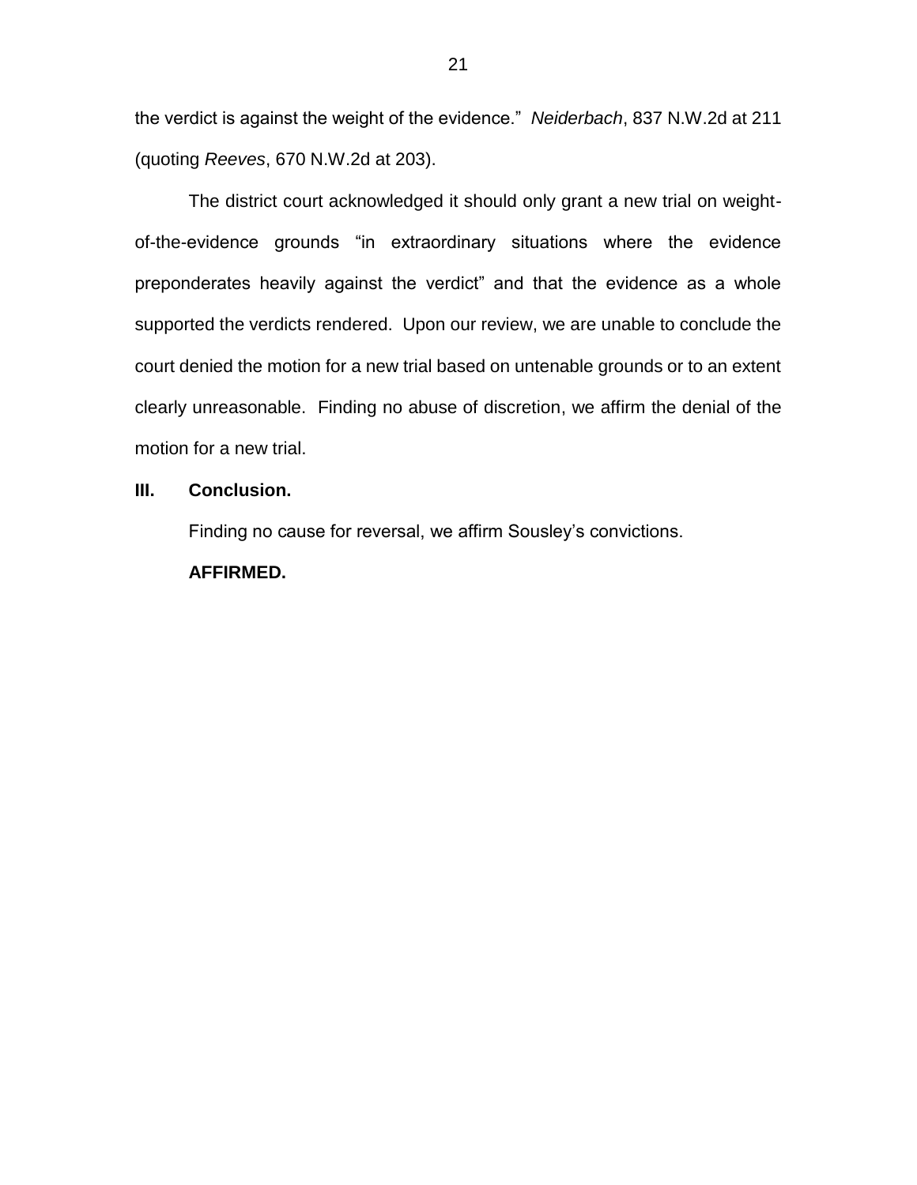the verdict is against the weight of the evidence." *Neiderbach*, 837 N.W.2d at 211 (quoting *Reeves*, 670 N.W.2d at 203).

The district court acknowledged it should only grant a new trial on weight-of-the-evidence grounds "in extraordinary situations where the evidence preponderates heavily against the verdict" and that the evidence as a whole supported the verdicts rendered. Upon our review, we are unable to conclude the court denied the motion for a new trial based on untenable grounds or to an extent clearly unreasonable. Finding no abuse of discretion, we affirm the denial of the motion for a new trial.

## III. Conclusion.

Finding no cause for reversal, we affirm Sousley's convictions.

**AFFIRMED.**